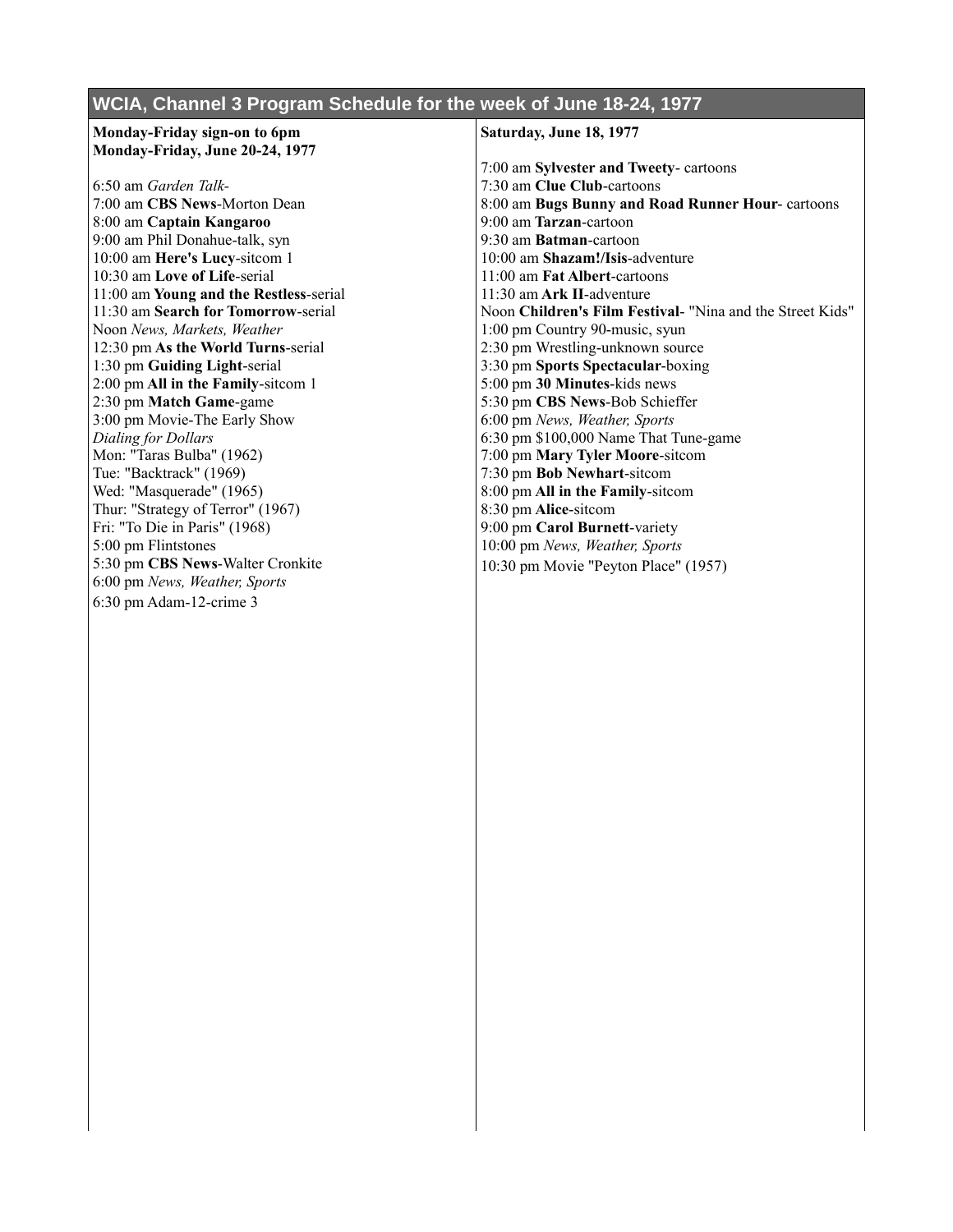## WCIA, Channel 3 Program Schedule for the week of June 18-24, 1977

**Monday-Friday sign-on to 6pm**
**Monday-Friday, June 20-24, 1977**

6:50 am *Garden Talk-*
7:00 am **CBS News**-Morton Dean
8:00 am **Captain Kangaroo**
9:00 am Phil Donahue-talk, syn
10:00 am **Here's Lucy**-sitcom 1
10:30 am **Love of Life**-serial
11:00 am **Young and the Restless**-serial
11:30 am **Search for Tomorrow**-serial
Noon *News, Markets, Weather*
12:30 pm **As the World Turns**-serial
1:30 pm **Guiding Light**-serial
2:00 pm **All in the Family**-sitcom 1
2:30 pm **Match Game**-game
3:00 pm Movie-The Early Show
*Dialing for Dollars*
Mon: "Taras Bulba" (1962)
Tue: "Backtrack" (1969)
Wed: "Masquerade" (1965)
Thur: "Strategy of Terror" (1967)
Fri: "To Die in Paris" (1968)
5:00 pm Flintstones
5:30 pm **CBS News**-Walter Cronkite
6:00 pm *News, Weather, Sports*
6:30 pm Adam-12-crime 3

**Saturday, June 18, 1977**

7:00 am **Sylvester and Tweety**- cartoons
7:30 am **Clue Club**-cartoons
8:00 am **Bugs Bunny and Road Runner Hour**- cartoons
9:00 am **Tarzan**-cartoon
9:30 am **Batman**-cartoon
10:00 am **Shazam!/Isis**-adventure
11:00 am **Fat Albert**-cartoons
11:30 am **Ark II**-adventure
Noon **Children's Film Festival**- "Nina and the Street Kids"
1:00 pm Country 90-music, syun
2:30 pm Wrestling-unknown source
3:30 pm **Sports Spectacular**-boxing
5:00 pm **30 Minutes**-kids news
5:30 pm **CBS News**-Bob Schieffer
6:00 pm *News, Weather, Sports*
6:30 pm $100,000 Name That Tune-game
7:00 pm **Mary Tyler Moore**-sitcom
7:30 pm **Bob Newhart**-sitcom
8:00 pm **All in the Family**-sitcom
8:30 pm **Alice**-sitcom
9:00 pm **Carol Burnett**-variety
10:00 pm *News, Weather, Sports*
10:30 pm Movie "Peyton Place" (1957)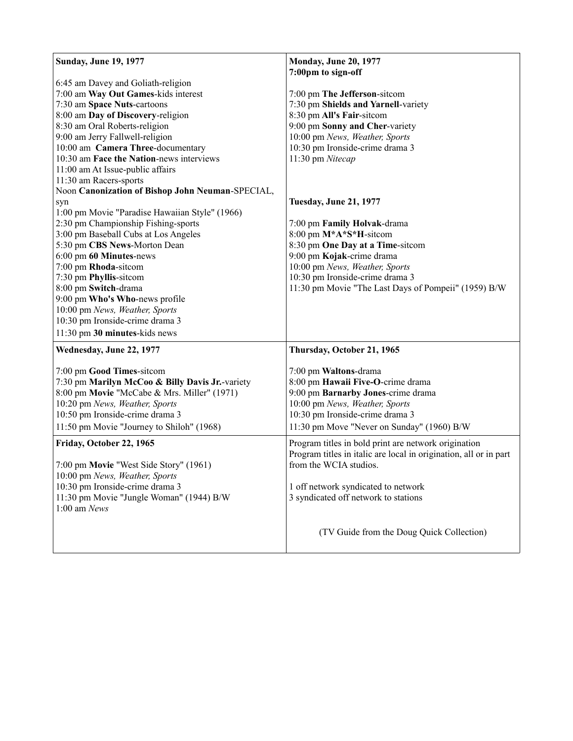**Sunday, June 19, 1977**

6:45 am Davey and Goliath-religion
7:00 am **Way Out Games**-kids interest
7:30 am **Space Nuts**-cartoons
8:00 am **Day of Discovery**-religion
8:30 am Oral Roberts-religion
9:00 am Jerry Fallwell-religion
10:00 am **Camera Three**-documentary
10:30 am **Face the Nation**-news interviews
11:00 am At Issue-public affairs
11:30 am Racers-sports
Noon **Canonization of Bishop John Neuman**-SPECIAL, syn
1:00 pm Movie "Paradise Hawaiian Style" (1966)
2:30 pm Championship Fishing-sports
3:00 pm Baseball Cubs at Los Angeles
5:30 pm **CBS News**-Morton Dean
6:00 pm **60 Minutes**-news
7:00 pm **Rhoda**-sitcom
7:30 pm **Phyllis**-sitcom
8:00 pm **Switch**-drama
9:00 pm **Who's Who**-news profile
10:00 pm *News, Weather, Sports*
10:30 pm Ironside-crime drama 3
11:30 pm **30 minutes**-kids news

**Monday, June 20, 1977**
**7:00pm to sign-off**

7:00 pm **The Jefferson**-sitcom
7:30 pm **Shields and Yarnell**-variety
8:30 pm **All's Fair**-sitcom
9:00 pm **Sonny and Cher**-variety
10:00 pm *News, Weather, Sports*
10:30 pm Ironside-crime drama 3
11:30 pm *Nitecap*

**Tuesday, June 21, 1977**

7:00 pm **Family Holvak**-drama
8:00 pm **M*A*S*H**-sitcom
8:30 pm **One Day at a Time**-sitcom
9:00 pm **Kojak**-crime drama
10:00 pm *News, Weather, Sports*
10:30 pm Ironside-crime drama 3
11:30 pm Movie "The Last Days of Pompeii" (1959) B/W

**Wednesday, June 22, 1977**

7:00 pm **Good Times**-sitcom
7:30 pm **Marilyn McCoo & Billy Davis Jr.**-variety
8:00 pm **Movie** "McCabe & Mrs. Miller" (1971)
10:20 pm *News, Weather, Sports*
10:50 pm Ironside-crime drama 3
11:50 pm Movie "Journey to Shiloh" (1968)

**Thursday, October 21, 1965**

7:00 pm **Waltons**-drama
8:00 pm **Hawaii Five-O**-crime drama
9:00 pm **Barnarby Jones**-crime drama
10:00 pm *News, Weather, Sports*
10:30 pm Ironside-crime drama 3
11:30 pm Move "Never on Sunday" (1960) B/W

**Friday, October 22, 1965**

7:00 pm **Movie** "West Side Story" (1961)
10:00 pm *News, Weather, Sports*
10:30 pm Ironside-crime drama 3
11:30 pm Movie "Jungle Woman" (1944) B/W
1:00 am *News*

Program titles in bold print are network origination
Program titles in italic are local in origination, all or in part from the WCIA studios.

1 off network syndicated to network
3 syndicated off network to stations

(TV Guide from the Doug Quick Collection)